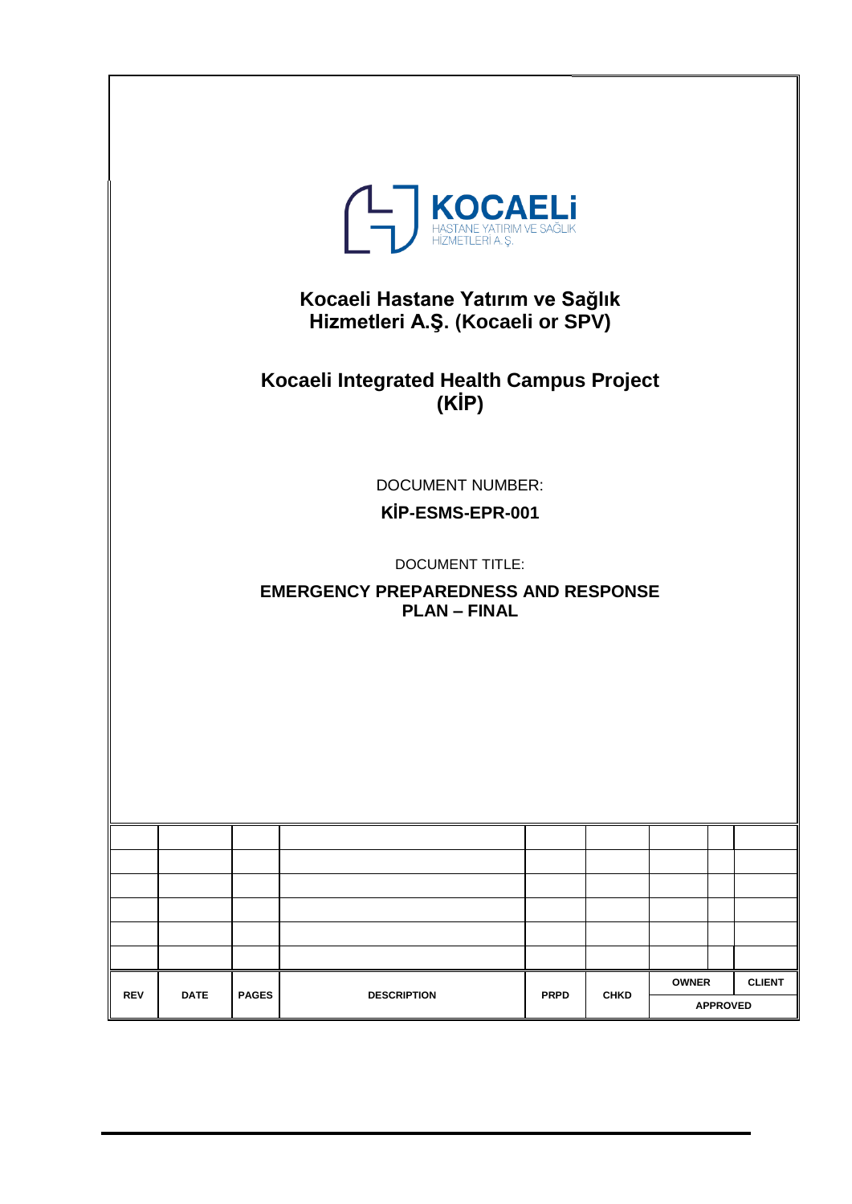KOCAELİ
HASTANE YATIRIM VE SAĞLIK
HİZMETLERİ A.Ş.

# Kocaeli Hastane Yatırım ve Sağlık Hizmetleri A.Ş. (Kocaeli or SPV)

# Kocaeli Integrated Health Campus Project (KİP)

DOCUMENT NUMBER:

**KİP-ESMS-EPR-001**

DOCUMENT TITLE:

**EMERGENCY PREPAREDNESS AND RESPONSE PLAN – FINAL**

| | | | | | | | |
|---|---|---|---|---|---|---|---|
| | | | | | | | |
| | | | | | | | |
| | | | | | | | |
| | | | | | | | |
| | | | | | | | |
| | | | | | | | |
| **REV** | **DATE** | **PAGES** | **DESCRIPTION** | **PRPD** | **CHKD** | **OWNER** | **CLIENT** |
| | | | | | | **APPROVED** | |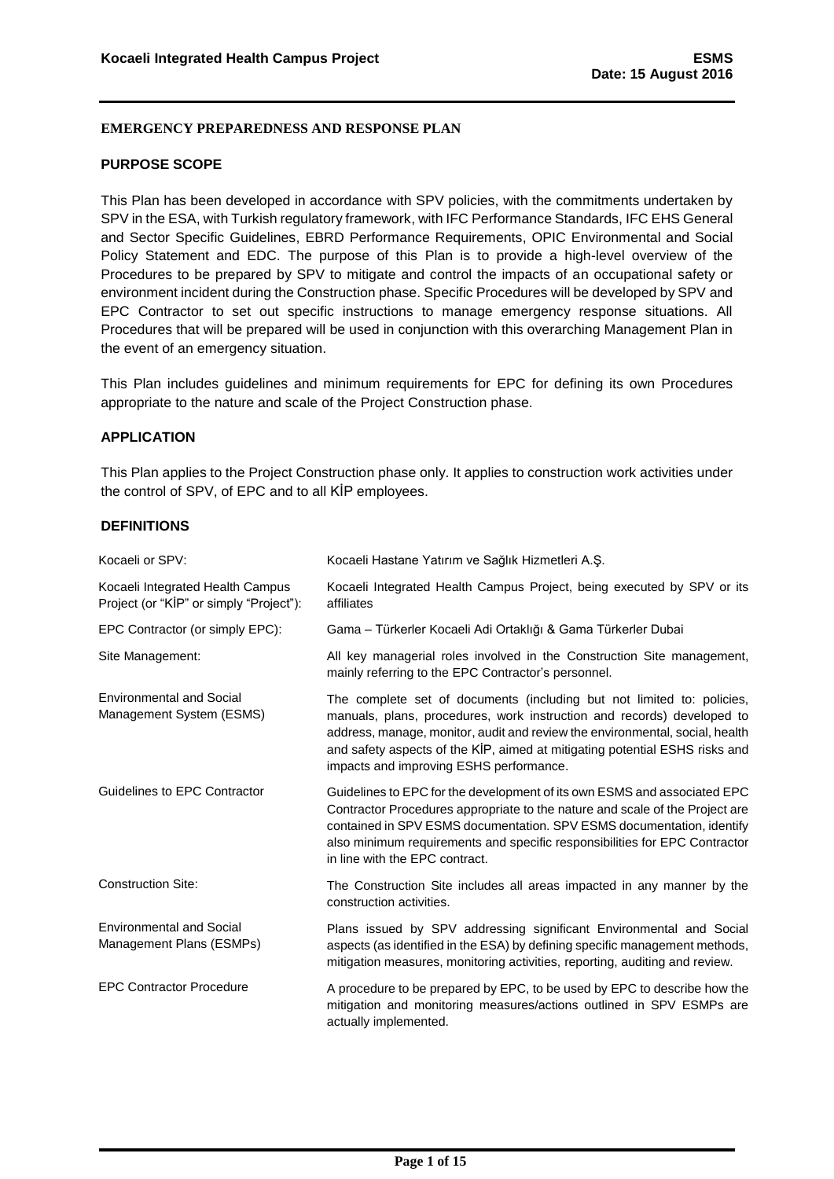## EMERGENCY PREPAREDNESS AND RESPONSE PLAN

### PURPOSE SCOPE

This Plan has been developed in accordance with SPV policies, with the commitments undertaken by SPV in the ESA, with Turkish regulatory framework, with IFC Performance Standards, IFC EHS General and Sector Specific Guidelines, EBRD Performance Requirements, OPIC Environmental and Social Policy Statement and EDC. The purpose of this Plan is to provide a high-level overview of the Procedures to be prepared by SPV to mitigate and control the impacts of an occupational safety or environment incident during the Construction phase. Specific Procedures will be developed by SPV and EPC Contractor to set out specific instructions to manage emergency response situations. All Procedures that will be prepared will be used in conjunction with this overarching Management Plan in the event of an emergency situation.

This Plan includes guidelines and minimum requirements for EPC for defining its own Procedures appropriate to the nature and scale of the Project Construction phase.

### APPLICATION

This Plan applies to the Project Construction phase only. It applies to construction work activities under the control of SPV, of EPC and to all KİP employees.

### DEFINITIONS

| | |
|---|---|
| Kocaeli or SPV: | Kocaeli Hastane Yatırım ve Sağlık Hizmetleri A.Ş. |
| Kocaeli Integrated Health Campus Project (or "KİP" or simply "Project"): | Kocaeli Integrated Health Campus Project, being executed by SPV or its affiliates |
| EPC Contractor (or simply EPC): | Gama – Türkerler Kocaeli Adi Ortaklığı & Gama Türkerler Dubai |
| Site Management: | All key managerial roles involved in the Construction Site management, mainly referring to the EPC Contractor's personnel. |
| Environmental and Social Management System (ESMS) | The complete set of documents (including but not limited to: policies, manuals, plans, procedures, work instruction and records) developed to address, manage, monitor, audit and review the environmental, social, health and safety aspects of the KİP, aimed at mitigating potential ESHS risks and impacts and improving ESHS performance. |
| Guidelines to EPC Contractor | Guidelines to EPC for the development of its own ESMS and associated EPC Contractor Procedures appropriate to the nature and scale of the Project are contained in SPV ESMS documentation. SPV ESMS documentation, identify also minimum requirements and specific responsibilities for EPC Contractor in line with the EPC contract. |
| Construction Site: | The Construction Site includes all areas impacted in any manner by the construction activities. |
| Environmental and Social Management Plans (ESMPs) | Plans issued by SPV addressing significant Environmental and Social aspects (as identified in the ESA) by defining specific management methods, mitigation measures, monitoring activities, reporting, auditing and review. |
| EPC Contractor Procedure | A procedure to be prepared by EPC, to be used by EPC to describe how the mitigation and monitoring measures/actions outlined in SPV ESMPs are actually implemented. |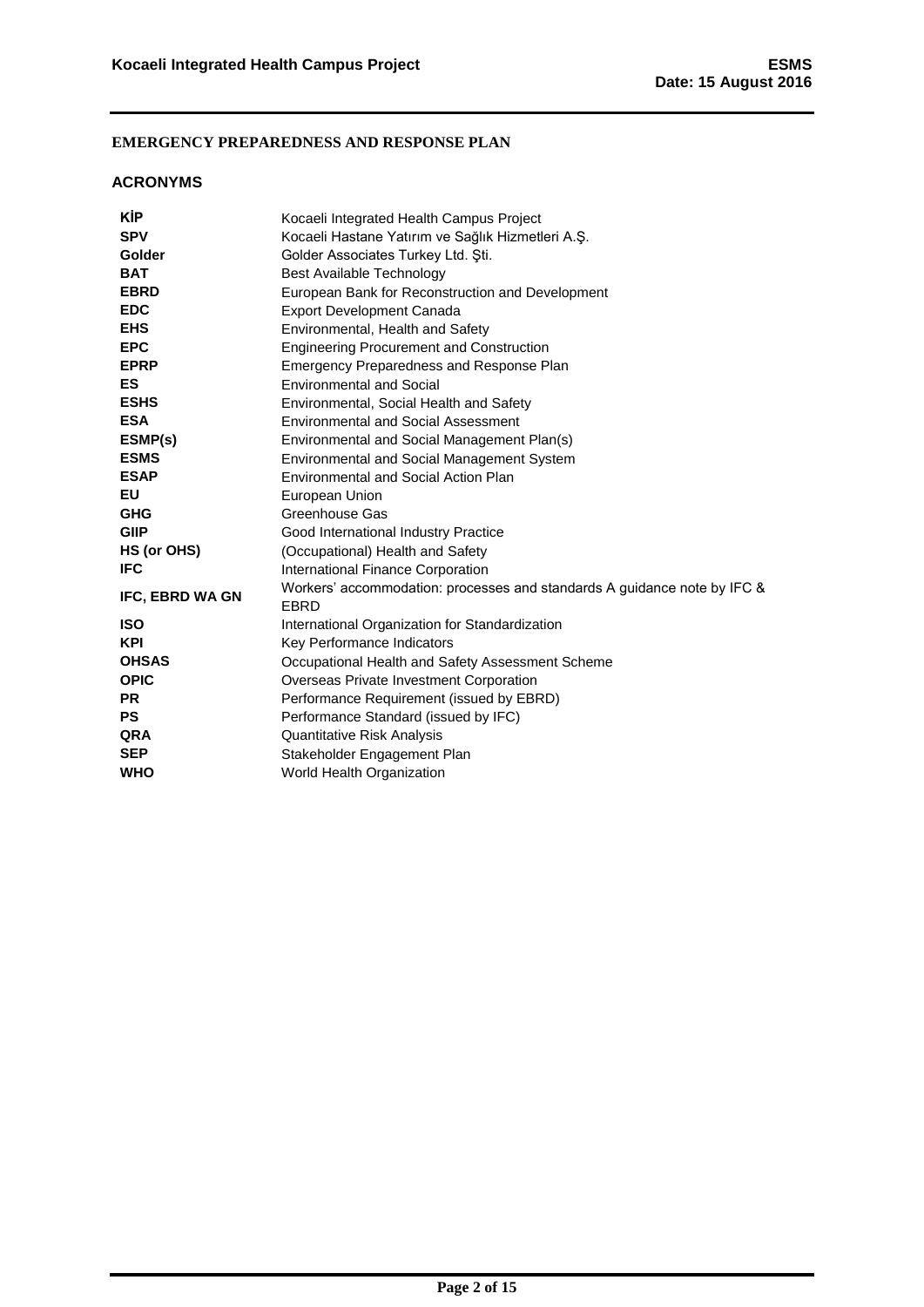**EMERGENCY PREPAREDNESS AND RESPONSE PLAN**

## ACRONYMS

| | |
|---|---|
| **KİP** | Kocaeli Integrated Health Campus Project |
| **SPV** | Kocaeli Hastane Yatırım ve Sağlık Hizmetleri A.Ş. |
| **Golder** | Golder Associates Turkey Ltd. Şti. |
| **BAT** | Best Available Technology |
| **EBRD** | European Bank for Reconstruction and Development |
| **EDC** | Export Development Canada |
| **EHS** | Environmental, Health and Safety |
| **EPC** | Engineering Procurement and Construction |
| **EPRP** | Emergency Preparedness and Response Plan |
| **ES** | Environmental and Social |
| **ESHS** | Environmental, Social Health and Safety |
| **ESA** | Environmental and Social Assessment |
| **ESMP(s)** | Environmental and Social Management Plan(s) |
| **ESMS** | Environmental and Social Management System |
| **ESAP** | Environmental and Social Action Plan |
| **EU** | European Union |
| **GHG** | Greenhouse Gas |
| **GIIP** | Good International Industry Practice |
| **HS (or OHS)** | (Occupational) Health and Safety |
| **IFC** | International Finance Corporation |
| **IFC, EBRD WA GN** | Workers' accommodation: processes and standards A guidance note by IFC & EBRD |
| **ISO** | International Organization for Standardization |
| **KPI** | Key Performance Indicators |
| **OHSAS** | Occupational Health and Safety Assessment Scheme |
| **OPIC** | Overseas Private Investment Corporation |
| **PR** | Performance Requirement (issued by EBRD) |
| **PS** | Performance Standard (issued by IFC) |
| **QRA** | Quantitative Risk Analysis |
| **SEP** | Stakeholder Engagement Plan |
| **WHO** | World Health Organization |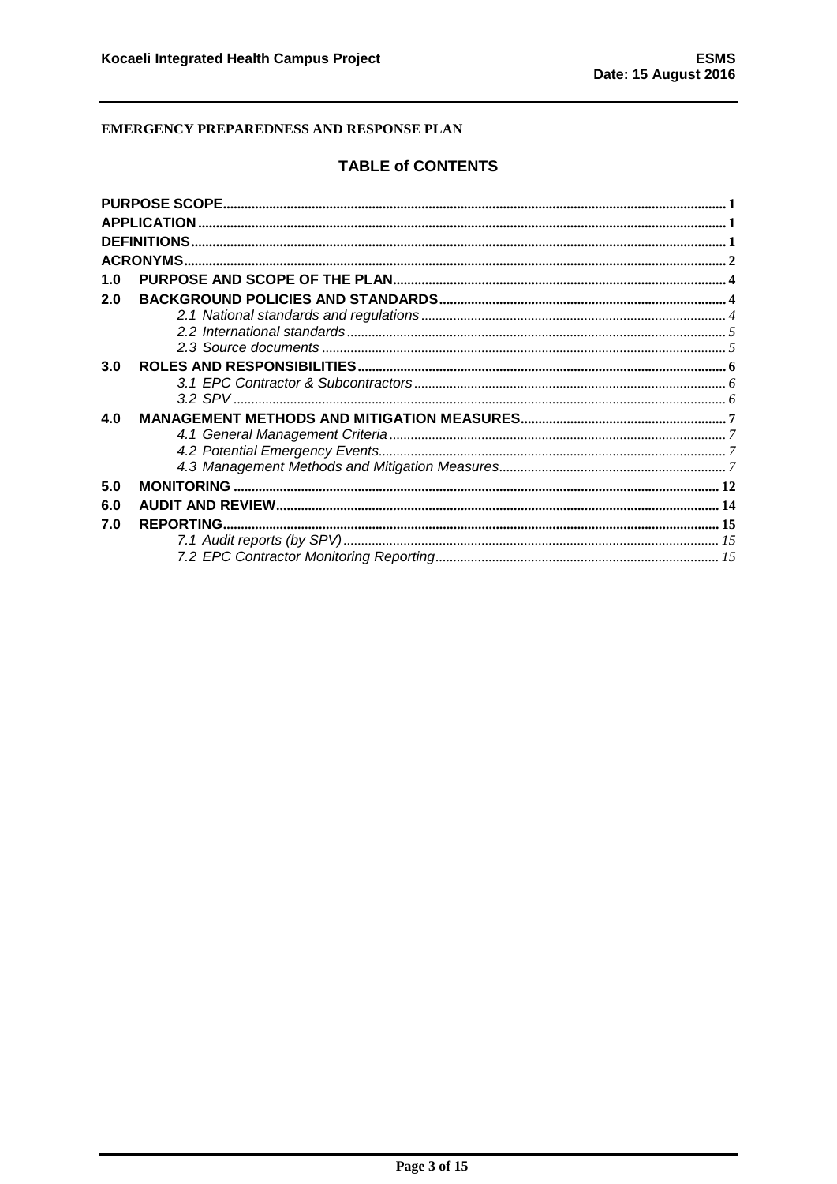**EMERGENCY PREPAREDNESS AND RESPONSE PLAN**

## TABLE of CONTENTS

| | | |
|---|---|---|
| **PURPOSE SCOPE** | | 1 |
| **APPLICATION** | | 1 |
| **DEFINITIONS** | | 1 |
| **ACRONYMS** | | 2 |
| **1.0** | **PURPOSE AND SCOPE OF THE PLAN** | 4 |
| **2.0** | **BACKGROUND POLICIES AND STANDARDS** | 4 |
| | *2.1 National standards and regulations* | 4 |
| | *2.2 International standards* | 5 |
| | *2.3 Source documents* | 5 |
| **3.0** | **ROLES AND RESPONSIBILITIES** | 6 |
| | *3.1 EPC Contractor & Subcontractors* | 6 |
| | *3.2 SPV* | 6 |
| **4.0** | **MANAGEMENT METHODS AND MITIGATION MEASURES** | 7 |
| | *4.1 General Management Criteria* | 7 |
| | *4.2 Potential Emergency Events* | 7 |
| | *4.3 Management Methods and Mitigation Measures* | 7 |
| **5.0** | **MONITORING** | 12 |
| **6.0** | **AUDIT AND REVIEW** | 14 |
| **7.0** | **REPORTING** | 15 |
| | *7.1 Audit reports (by SPV)* | 15 |
| | *7.2 EPC Contractor Monitoring Reporting* | 15 |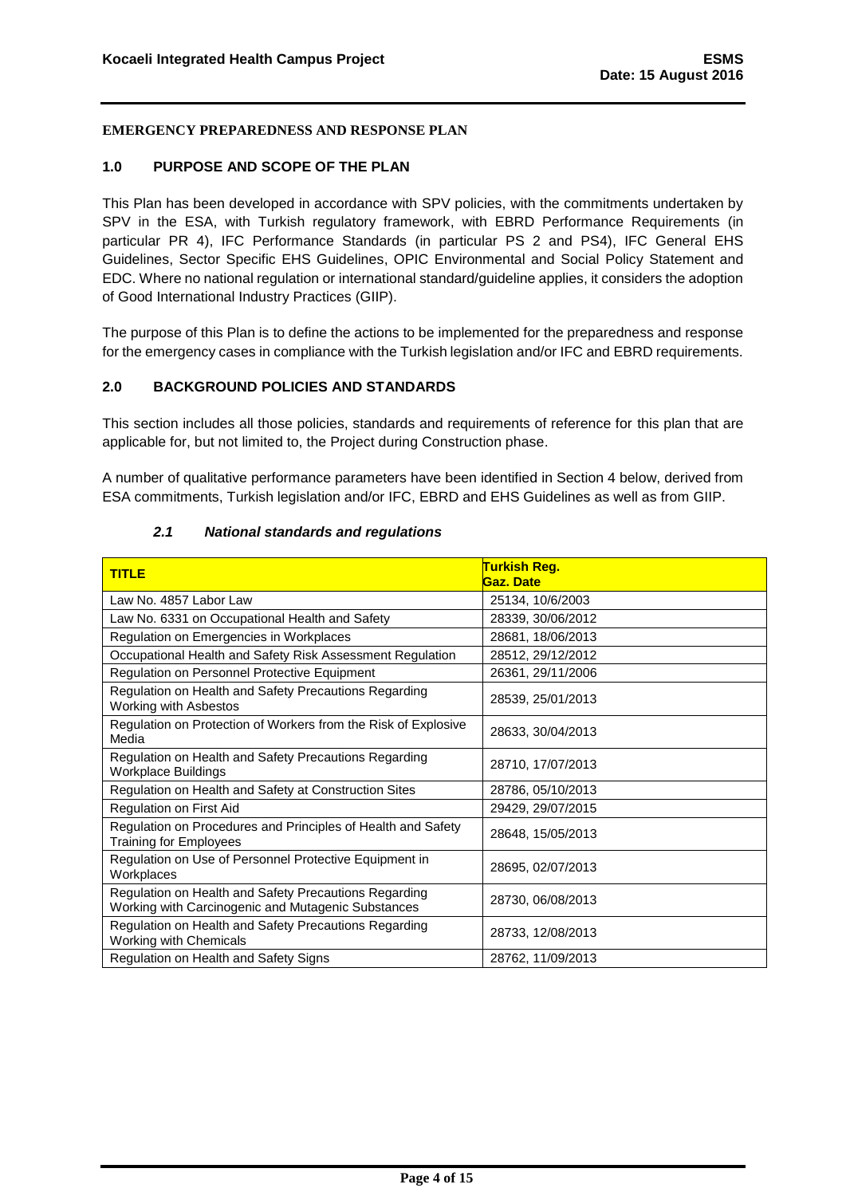**EMERGENCY PREPAREDNESS AND RESPONSE PLAN**

## 1.0 PURPOSE AND SCOPE OF THE PLAN

This Plan has been developed in accordance with SPV policies, with the commitments undertaken by SPV in the ESA, with Turkish regulatory framework, with EBRD Performance Requirements (in particular PR 4), IFC Performance Standards (in particular PS 2 and PS4), IFC General EHS Guidelines, Sector Specific EHS Guidelines, OPIC Environmental and Social Policy Statement and EDC. Where no national regulation or international standard/guideline applies, it considers the adoption of Good International Industry Practices (GIIP).

The purpose of this Plan is to define the actions to be implemented for the preparedness and response for the emergency cases in compliance with the Turkish legislation and/or IFC and EBRD requirements.

## 2.0 BACKGROUND POLICIES AND STANDARDS

This section includes all those policies, standards and requirements of reference for this plan that are applicable for, but not limited to, the Project during Construction phase.

A number of qualitative performance parameters have been identified in Section 4 below, derived from ESA commitments, Turkish legislation and/or IFC, EBRD and EHS Guidelines as well as from GIIP.

### *2.1 National standards and regulations*

| TITLE | Turkish Reg. Gaz. Date |
|---|---|
| Law No. 4857 Labor Law | 25134, 10/6/2003 |
| Law No. 6331 on Occupational Health and Safety | 28339, 30/06/2012 |
| Regulation on Emergencies in Workplaces | 28681, 18/06/2013 |
| Occupational Health and Safety Risk Assessment Regulation | 28512, 29/12/2012 |
| Regulation on Personnel Protective Equipment | 26361, 29/11/2006 |
| Regulation on Health and Safety Precautions Regarding Working with Asbestos | 28539, 25/01/2013 |
| Regulation on Protection of Workers from the Risk of Explosive Media | 28633, 30/04/2013 |
| Regulation on Health and Safety Precautions Regarding Workplace Buildings | 28710, 17/07/2013 |
| Regulation on Health and Safety at Construction Sites | 28786, 05/10/2013 |
| Regulation on First Aid | 29429, 29/07/2015 |
| Regulation on Procedures and Principles of Health and Safety Training for Employees | 28648, 15/05/2013 |
| Regulation on Use of Personnel Protective Equipment in Workplaces | 28695, 02/07/2013 |
| Regulation on Health and Safety Precautions Regarding Working with Carcinogenic and Mutagenic Substances | 28730, 06/08/2013 |
| Regulation on Health and Safety Precautions Regarding Working with Chemicals | 28733, 12/08/2013 |
| Regulation on Health and Safety Signs | 28762, 11/09/2013 |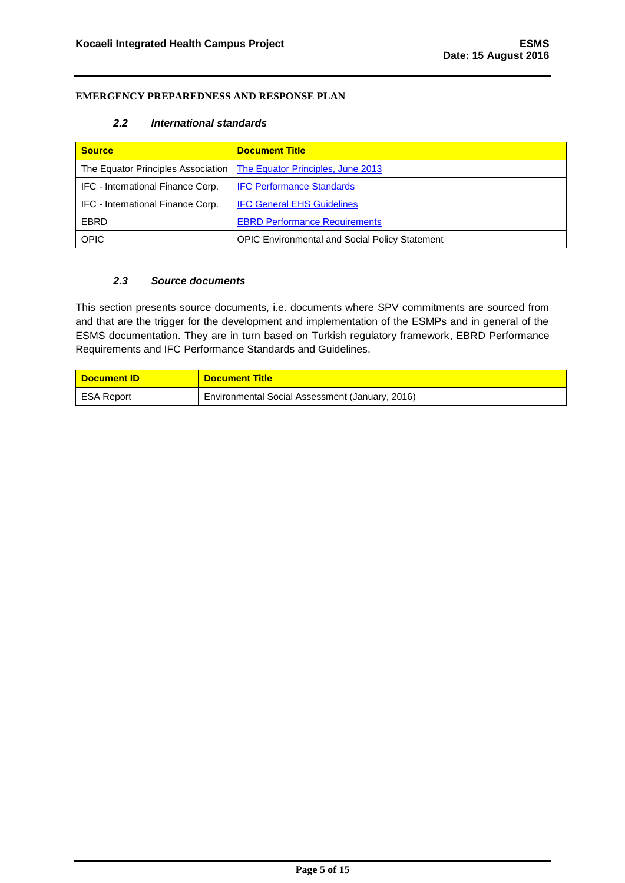**EMERGENCY PREPAREDNESS AND RESPONSE PLAN**

### *2.2 International standards*

| Source | Document Title |
|---|---|
| The Equator Principles Association | The Equator Principles, June 2013 |
| IFC - International Finance Corp. | IFC Performance Standards |
| IFC - International Finance Corp. | IFC General EHS Guidelines |
| EBRD | EBRD Performance Requirements |
| OPIC | OPIC Environmental and Social Policy Statement |

### *2.3 Source documents*

This section presents source documents, i.e. documents where SPV commitments are sourced from and that are the trigger for the development and implementation of the ESMPs and in general of the ESMS documentation. They are in turn based on Turkish regulatory framework, EBRD Performance Requirements and IFC Performance Standards and Guidelines.

| Document ID | Document Title |
|---|---|
| ESA Report | Environmental Social Assessment (January, 2016) |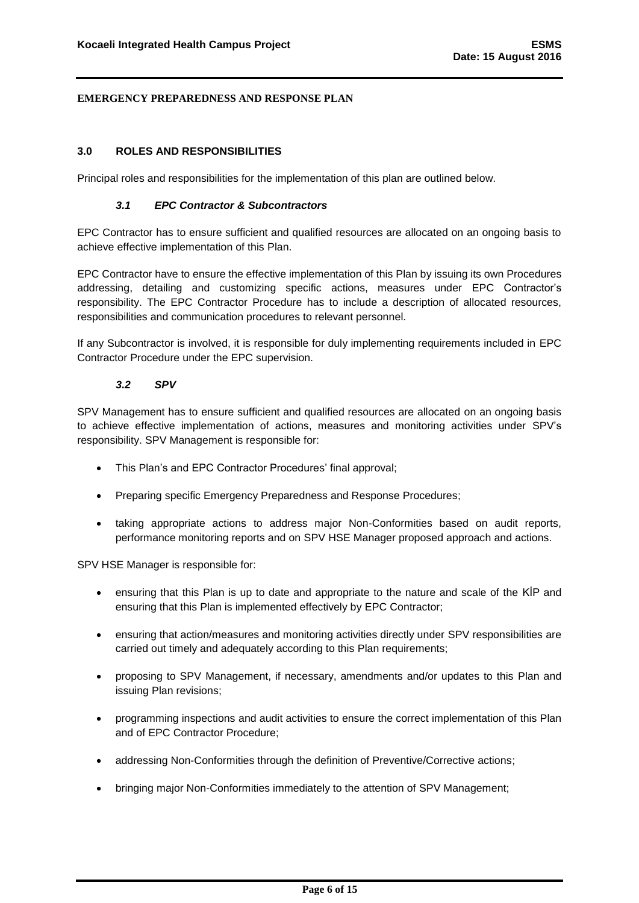**EMERGENCY PREPAREDNESS AND RESPONSE PLAN**

## 3.0 ROLES AND RESPONSIBILITIES

Principal roles and responsibilities for the implementation of this plan are outlined below.

### *3.1 EPC Contractor & Subcontractors*

EPC Contractor has to ensure sufficient and qualified resources are allocated on an ongoing basis to achieve effective implementation of this Plan.

EPC Contractor have to ensure the effective implementation of this Plan by issuing its own Procedures addressing, detailing and customizing specific actions, measures under EPC Contractor's responsibility. The EPC Contractor Procedure has to include a description of allocated resources, responsibilities and communication procedures to relevant personnel.

If any Subcontractor is involved, it is responsible for duly implementing requirements included in EPC Contractor Procedure under the EPC supervision.

### *3.2 SPV*

SPV Management has to ensure sufficient and qualified resources are allocated on an ongoing basis to achieve effective implementation of actions, measures and monitoring activities under SPV's responsibility. SPV Management is responsible for:

- This Plan's and EPC Contractor Procedures' final approval;
- Preparing specific Emergency Preparedness and Response Procedures;
- taking appropriate actions to address major Non-Conformities based on audit reports, performance monitoring reports and on SPV HSE Manager proposed approach and actions.

SPV HSE Manager is responsible for:

- ensuring that this Plan is up to date and appropriate to the nature and scale of the KİP and ensuring that this Plan is implemented effectively by EPC Contractor;
- ensuring that action/measures and monitoring activities directly under SPV responsibilities are carried out timely and adequately according to this Plan requirements;
- proposing to SPV Management, if necessary, amendments and/or updates to this Plan and issuing Plan revisions;
- programming inspections and audit activities to ensure the correct implementation of this Plan and of EPC Contractor Procedure;
- addressing Non-Conformities through the definition of Preventive/Corrective actions;
- bringing major Non-Conformities immediately to the attention of SPV Management;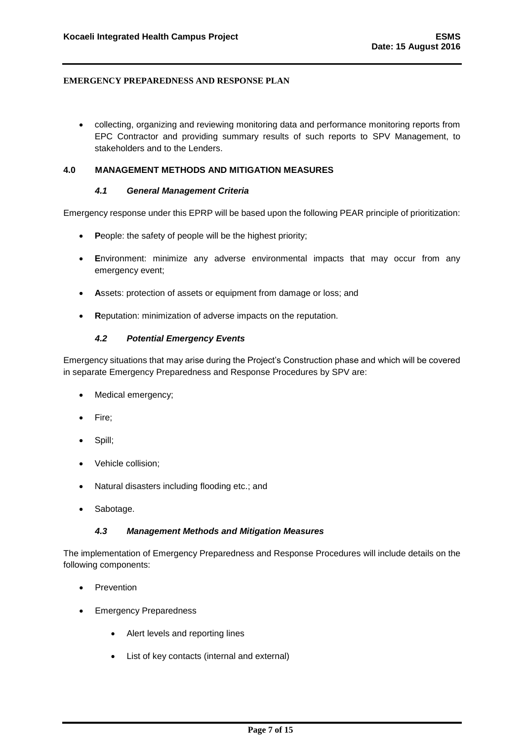**EMERGENCY PREPAREDNESS AND RESPONSE PLAN**

- collecting, organizing and reviewing monitoring data and performance monitoring reports from EPC Contractor and providing summary results of such reports to SPV Management, to stakeholders and to the Lenders.

## 4.0 MANAGEMENT METHODS AND MITIGATION MEASURES

### *4.1 General Management Criteria*

Emergency response under this EPRP will be based upon the following PEAR principle of prioritization:

- **P**eople: the safety of people will be the highest priority;
- **E**nvironment: minimize any adverse environmental impacts that may occur from any emergency event;
- **A**ssets: protection of assets or equipment from damage or loss; and
- **R**eputation: minimization of adverse impacts on the reputation.

### *4.2 Potential Emergency Events*

Emergency situations that may arise during the Project's Construction phase and which will be covered in separate Emergency Preparedness and Response Procedures by SPV are:

- Medical emergency;
- Fire;
- Spill;
- Vehicle collision;
- Natural disasters including flooding etc.; and
- Sabotage.

### *4.3 Management Methods and Mitigation Measures*

The implementation of Emergency Preparedness and Response Procedures will include details on the following components:

- Prevention
- Emergency Preparedness
  - Alert levels and reporting lines
  - List of key contacts (internal and external)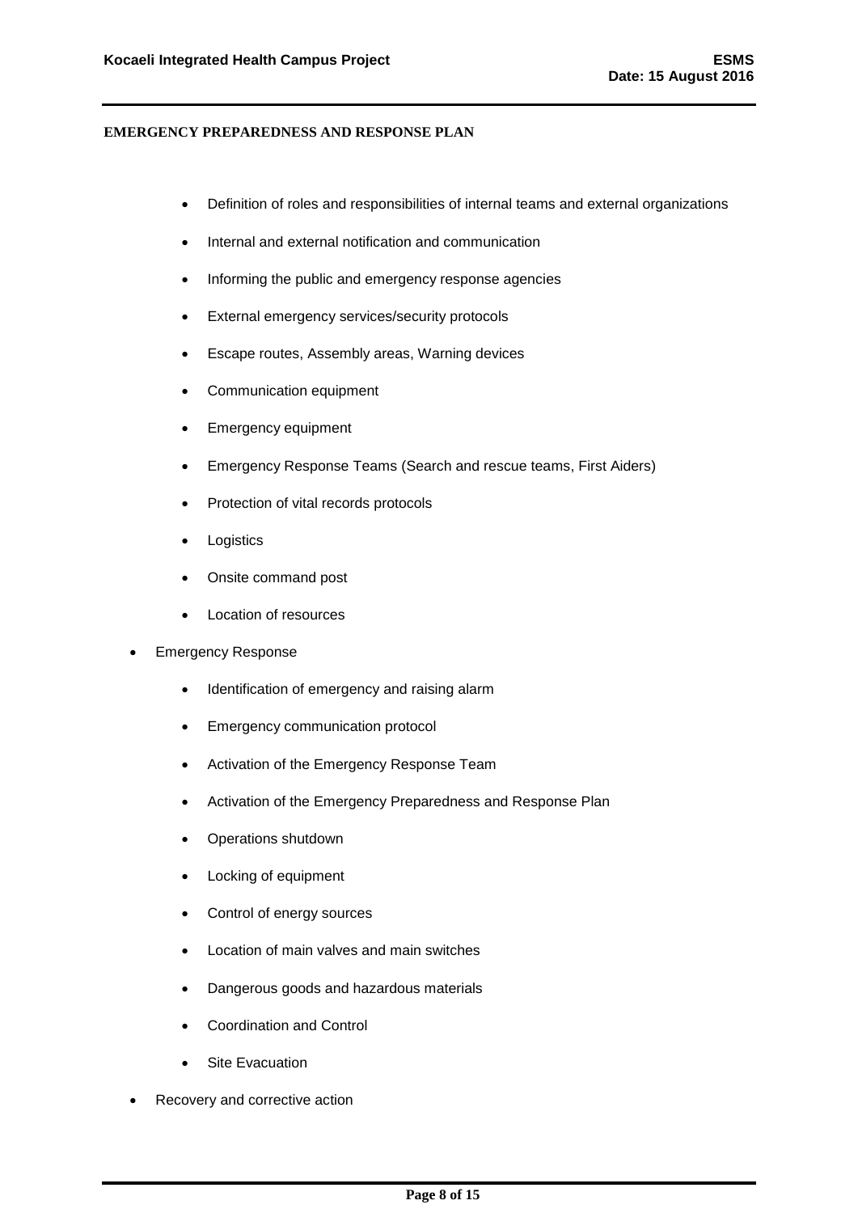**EMERGENCY PREPAREDNESS AND RESPONSE PLAN**

  - Definition of roles and responsibilities of internal teams and external organizations
  - Internal and external notification and communication
  - Informing the public and emergency response agencies
  - External emergency services/security protocols
  - Escape routes, Assembly areas, Warning devices
  - Communication equipment
  - Emergency equipment
  - Emergency Response Teams (Search and rescue teams, First Aiders)
  - Protection of vital records protocols
  - Logistics
  - Onsite command post
  - Location of resources
- Emergency Response
  - Identification of emergency and raising alarm
  - Emergency communication protocol
  - Activation of the Emergency Response Team
  - Activation of the Emergency Preparedness and Response Plan
  - Operations shutdown
  - Locking of equipment
  - Control of energy sources
  - Location of main valves and main switches
  - Dangerous goods and hazardous materials
  - Coordination and Control
  - Site Evacuation
- Recovery and corrective action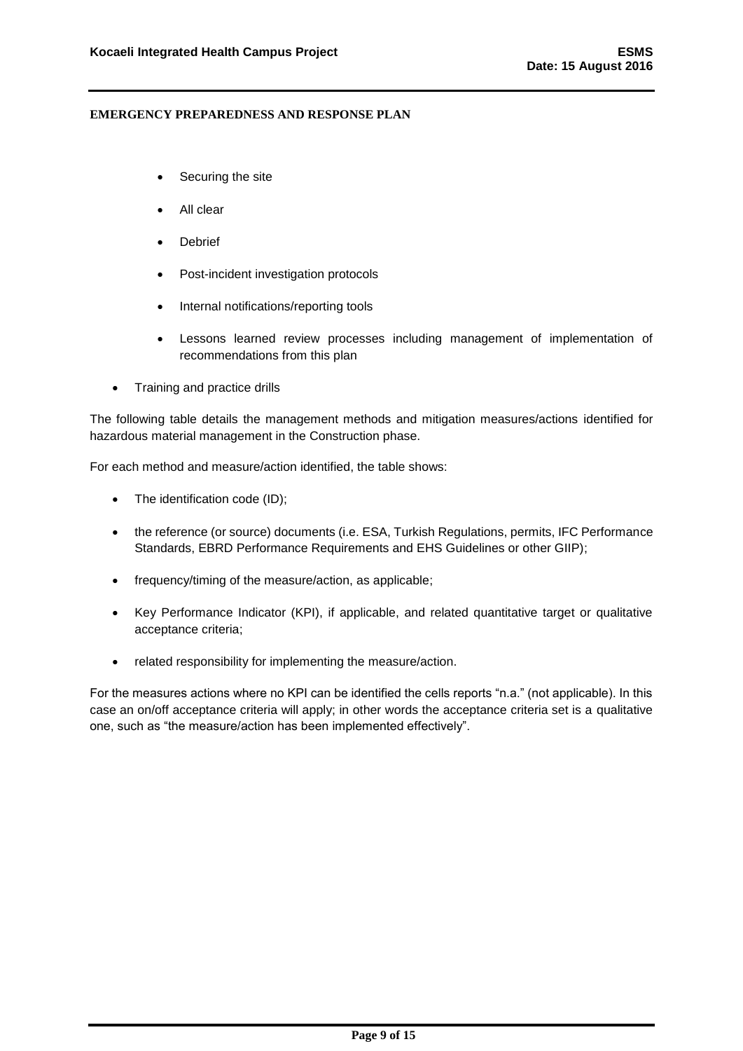**EMERGENCY PREPAREDNESS AND RESPONSE PLAN**

    - Securing the site
    - All clear
    - Debrief
    - Post-incident investigation protocols
    - Internal notifications/reporting tools
    - Lessons learned review processes including management of implementation of recommendations from this plan

- Training and practice drills

The following table details the management methods and mitigation measures/actions identified for hazardous material management in the Construction phase.

For each method and measure/action identified, the table shows:

- The identification code (ID);
- the reference (or source) documents (i.e. ESA, Turkish Regulations, permits, IFC Performance Standards, EBRD Performance Requirements and EHS Guidelines or other GIIP);
- frequency/timing of the measure/action, as applicable;
- Key Performance Indicator (KPI), if applicable, and related quantitative target or qualitative acceptance criteria;
- related responsibility for implementing the measure/action.

For the measures actions where no KPI can be identified the cells reports "n.a." (not applicable). In this case an on/off acceptance criteria will apply; in other words the acceptance criteria set is a qualitative one, such as "the measure/action has been implemented effectively".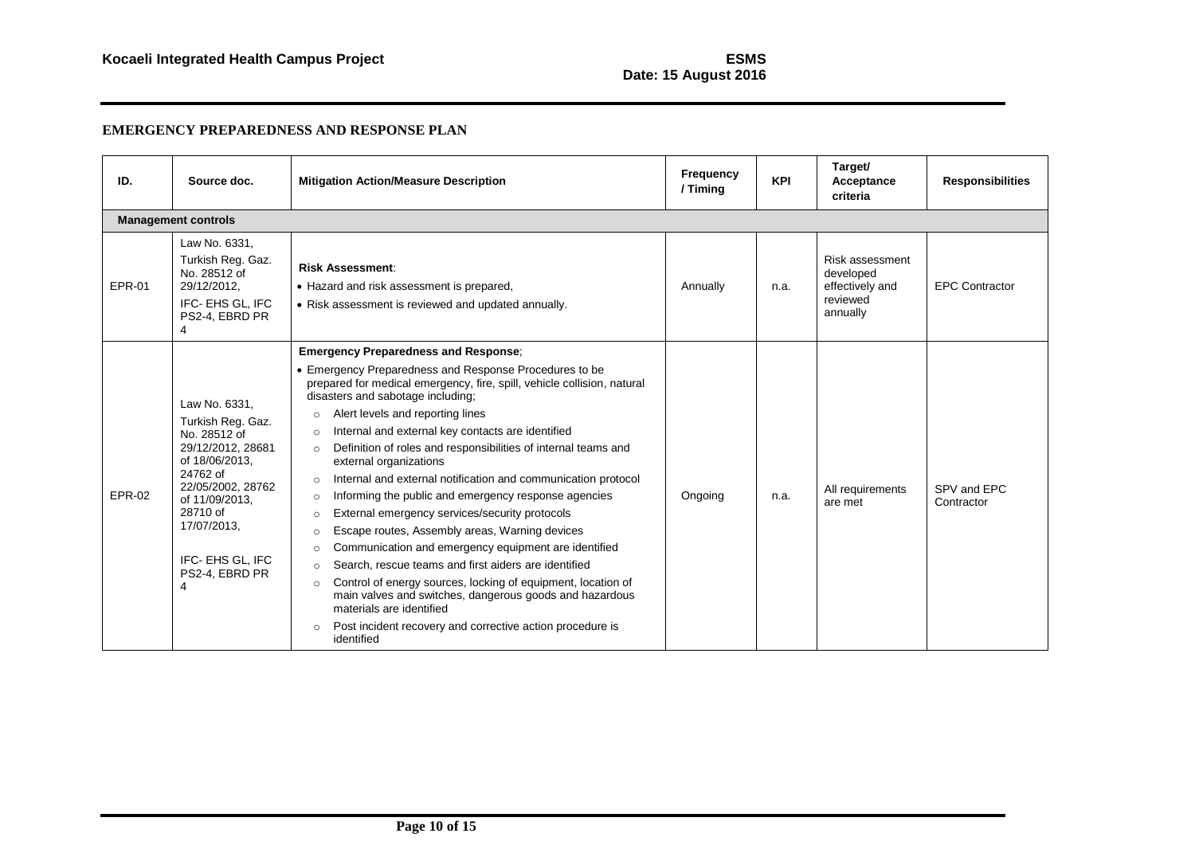## EMERGENCY PREPAREDNESS AND RESPONSE PLAN

| ID. | Source doc. | Mitigation Action/Measure Description | Frequency / Timing | KPI | Target/ Acceptance criteria | Responsibilities |
|---|---|---|---|---|---|---|
| **Management controls** | | | | | | |
| EPR-01 | Law No. 6331, Turkish Reg. Gaz. No. 28512 of 29/12/2012, IFC- EHS GL, IFC PS2-4, EBRD PR 4 | **Risk Assessment**:<br>• Hazard and risk assessment is prepared,<br>• Risk assessment is reviewed and updated annually. | Annually | n.a. | Risk assessment developed effectively and reviewed annually | EPC Contractor |
| EPR-02 | Law No. 6331, Turkish Reg. Gaz. No. 28512 of 29/12/2012, 28681 of 18/06/2013, 24762 of 22/05/2002, 28762 of 11/09/2013, 28710 of 17/07/2013, IFC- EHS GL, IFC PS2-4, EBRD PR 4 | **Emergency Preparedness and Response**;<br>• Emergency Preparedness and Response Procedures to be prepared for medical emergency, fire, spill, vehicle collision, natural disasters and sabotage including;<br>○ Alert levels and reporting lines<br>○ Internal and external key contacts are identified<br>○ Definition of roles and responsibilities of internal teams and external organizations<br>○ Internal and external notification and communication protocol<br>○ Informing the public and emergency response agencies<br>○ External emergency services/security protocols<br>○ Escape routes, Assembly areas, Warning devices<br>○ Communication and emergency equipment are identified<br>○ Search, rescue teams and first aiders are identified<br>○ Control of energy sources, locking of equipment, location of main valves and switches, dangerous goods and hazardous materials are identified<br>○ Post incident recovery and corrective action procedure is identified | Ongoing | n.a. | All requirements are met | SPV and EPC Contractor |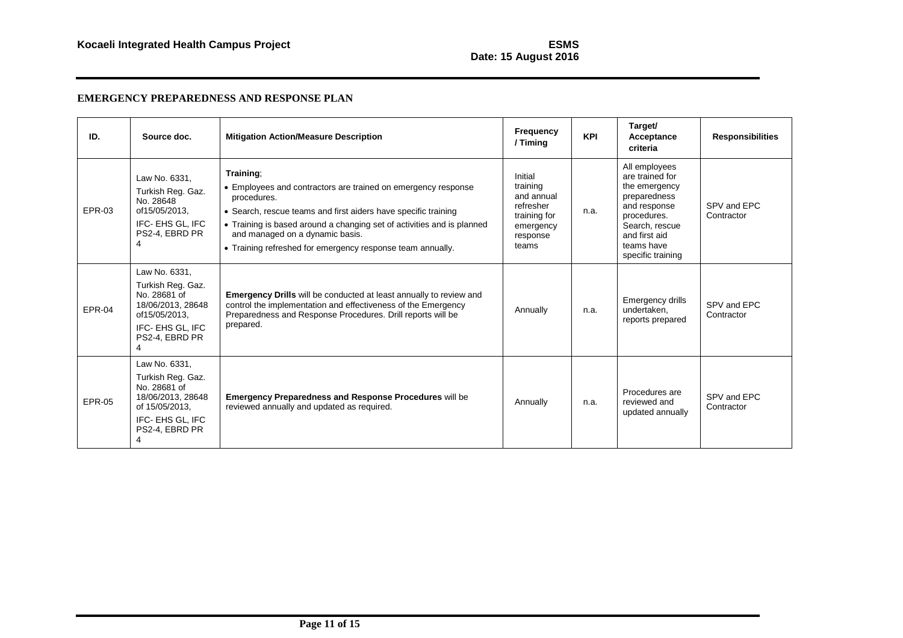## EMERGENCY PREPAREDNESS AND RESPONSE PLAN

| ID. | Source doc. | Mitigation Action/Measure Description | Frequency / Timing | KPI | Target/ Acceptance criteria | Responsibilities |
|---|---|---|---|---|---|---|
| EPR-03 | Law No. 6331, Turkish Reg. Gaz. No. 28648 of15/05/2013, IFC- EHS GL, IFC PS2-4, EBRD PR 4 | **Training**; • Employees and contractors are trained on emergency response procedures. • Search, rescue teams and first aiders have specific training • Training is based around a changing set of activities and is planned and managed on a dynamic basis. • Training refreshed for emergency response team annually. | Initial training and annual refresher training for emergency response teams | n.a. | All employees are trained for the emergency preparedness and response procedures. Search, rescue and first aid teams have specific training | SPV and EPC Contractor |
| EPR-04 | Law No. 6331, Turkish Reg. Gaz. No. 28681 of 18/06/2013, 28648 of15/05/2013, IFC- EHS GL, IFC PS2-4, EBRD PR 4 | **Emergency Drills** will be conducted at least annually to review and control the implementation and effectiveness of the Emergency Preparedness and Response Procedures. Drill reports will be prepared. | Annually | n.a. | Emergency drills undertaken, reports prepared | SPV and EPC Contractor |
| EPR-05 | Law No. 6331, Turkish Reg. Gaz. No. 28681 of 18/06/2013, 28648 of 15/05/2013, IFC- EHS GL, IFC PS2-4, EBRD PR 4 | **Emergency Preparedness and Response Procedures** will be reviewed annually and updated as required. | Annually | n.a. | Procedures are reviewed and updated annually | SPV and EPC Contractor |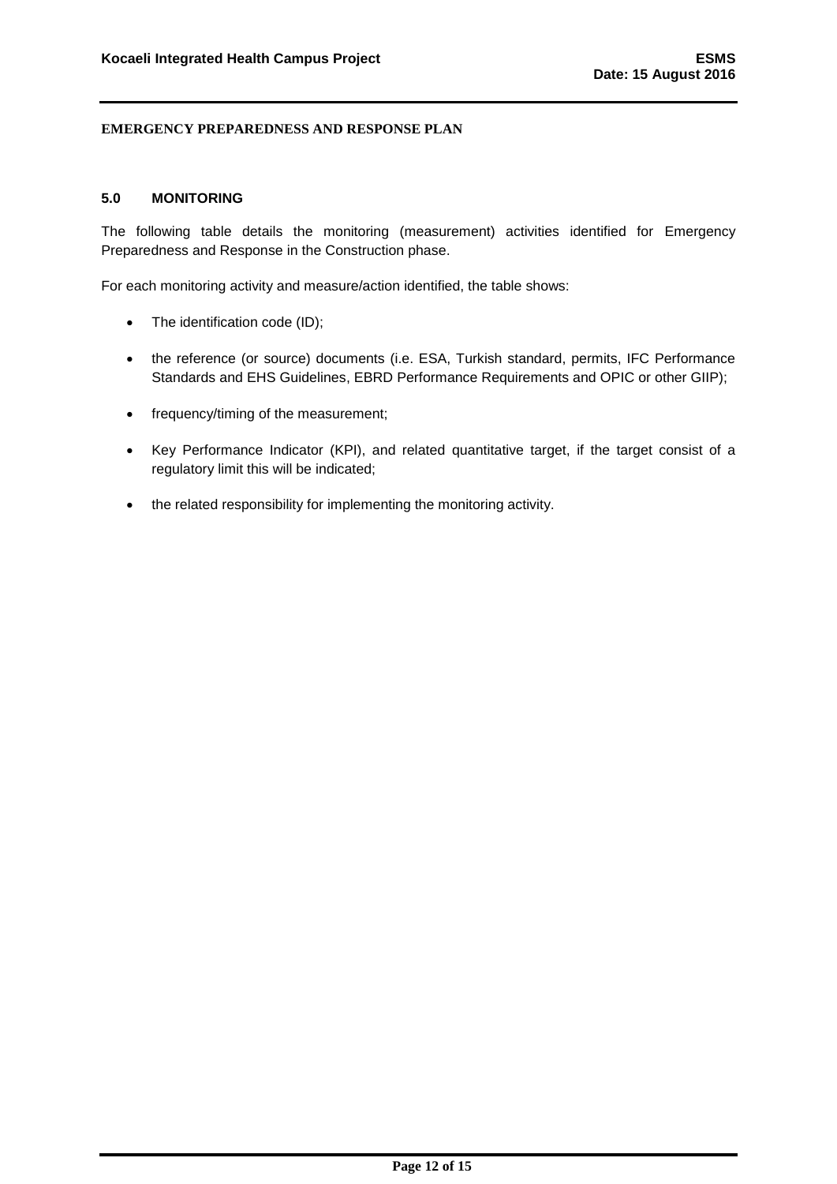**EMERGENCY PREPAREDNESS AND RESPONSE PLAN**

## 5.0 MONITORING

The following table details the monitoring (measurement) activities identified for Emergency Preparedness and Response in the Construction phase.

For each monitoring activity and measure/action identified, the table shows:

- The identification code (ID);
- the reference (or source) documents (i.e. ESA, Turkish standard, permits, IFC Performance Standards and EHS Guidelines, EBRD Performance Requirements and OPIC or other GIIP);
- frequency/timing of the measurement;
- Key Performance Indicator (KPI), and related quantitative target, if the target consist of a regulatory limit this will be indicated;
- the related responsibility for implementing the monitoring activity.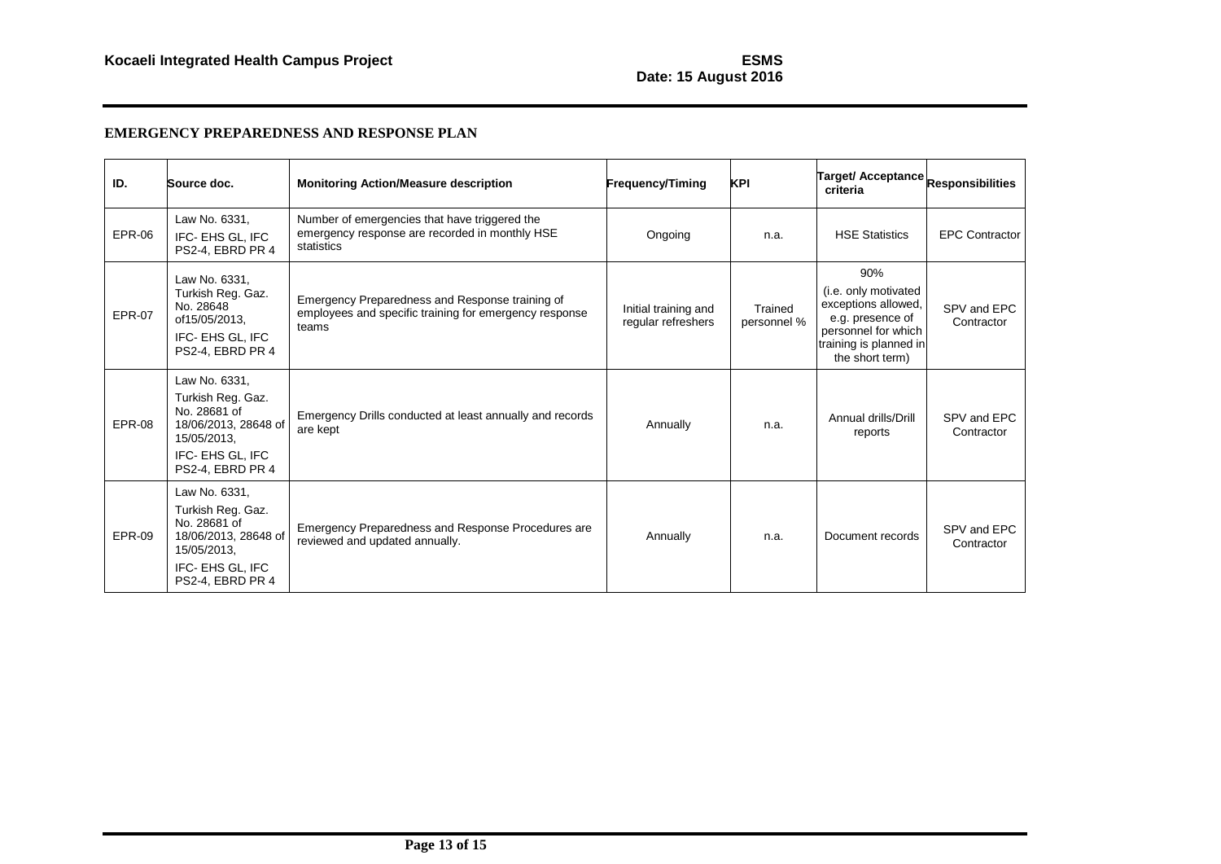## EMERGENCY PREPAREDNESS AND RESPONSE PLAN

| ID. | Source doc. | Monitoring Action/Measure description | Frequency/Timing | KPI | Target/ Acceptance criteria | Responsibilities |
|---|---|---|---|---|---|---|
| EPR-06 | Law No. 6331, IFC- EHS GL, IFC PS2-4, EBRD PR 4 | Number of emergencies that have triggered the emergency response are recorded in monthly HSE statistics | Ongoing | n.a. | HSE Statistics | EPC Contractor |
| EPR-07 | Law No. 6331, Turkish Reg. Gaz. No. 28648 of15/05/2013, IFC- EHS GL, IFC PS2-4, EBRD PR 4 | Emergency Preparedness and Response training of employees and specific training for emergency response teams | Initial training and regular refreshers | Trained personnel % | 90% (i.e. only motivated exceptions allowed, e.g. presence of personnel for which training is planned in the short term) | SPV and EPC Contractor |
| EPR-08 | Law No. 6331, Turkish Reg. Gaz. No. 28681 of 18/06/2013, 28648 of 15/05/2013, IFC- EHS GL, IFC PS2-4, EBRD PR 4 | Emergency Drills conducted at least annually and records are kept | Annually | n.a. | Annual drills/Drill reports | SPV and EPC Contractor |
| EPR-09 | Law No. 6331, Turkish Reg. Gaz. No. 28681 of 18/06/2013, 28648 of 15/05/2013, IFC- EHS GL, IFC PS2-4, EBRD PR 4 | Emergency Preparedness and Response Procedures are reviewed and updated annually. | Annually | n.a. | Document records | SPV and EPC Contractor |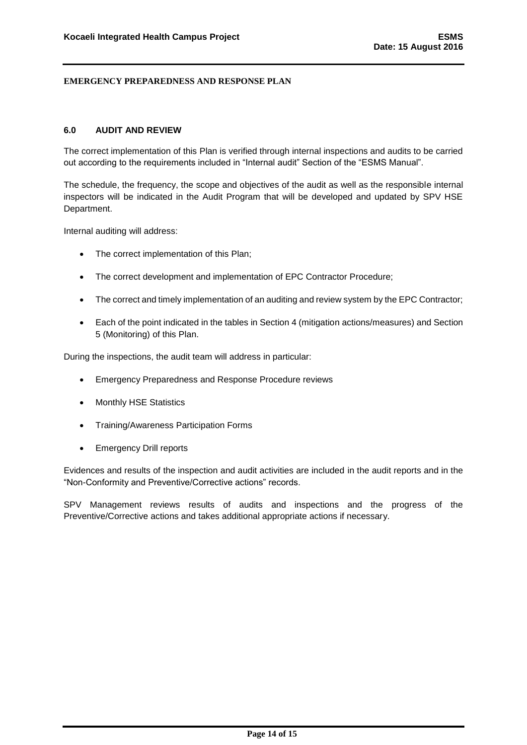## 6.0 AUDIT AND REVIEW

The correct implementation of this Plan is verified through internal inspections and audits to be carried out according to the requirements included in "Internal audit" Section of the "ESMS Manual".

The schedule, the frequency, the scope and objectives of the audit as well as the responsible internal inspectors will be indicated in the Audit Program that will be developed and updated by SPV HSE Department.

Internal auditing will address:

- The correct implementation of this Plan;
- The correct development and implementation of EPC Contractor Procedure;
- The correct and timely implementation of an auditing and review system by the EPC Contractor;
- Each of the point indicated in the tables in Section 4 (mitigation actions/measures) and Section 5 (Monitoring) of this Plan.

During the inspections, the audit team will address in particular:

- Emergency Preparedness and Response Procedure reviews
- Monthly HSE Statistics
- Training/Awareness Participation Forms
- Emergency Drill reports

Evidences and results of the inspection and audit activities are included in the audit reports and in the "Non-Conformity and Preventive/Corrective actions" records.

SPV Management reviews results of audits and inspections and the progress of the Preventive/Corrective actions and takes additional appropriate actions if necessary.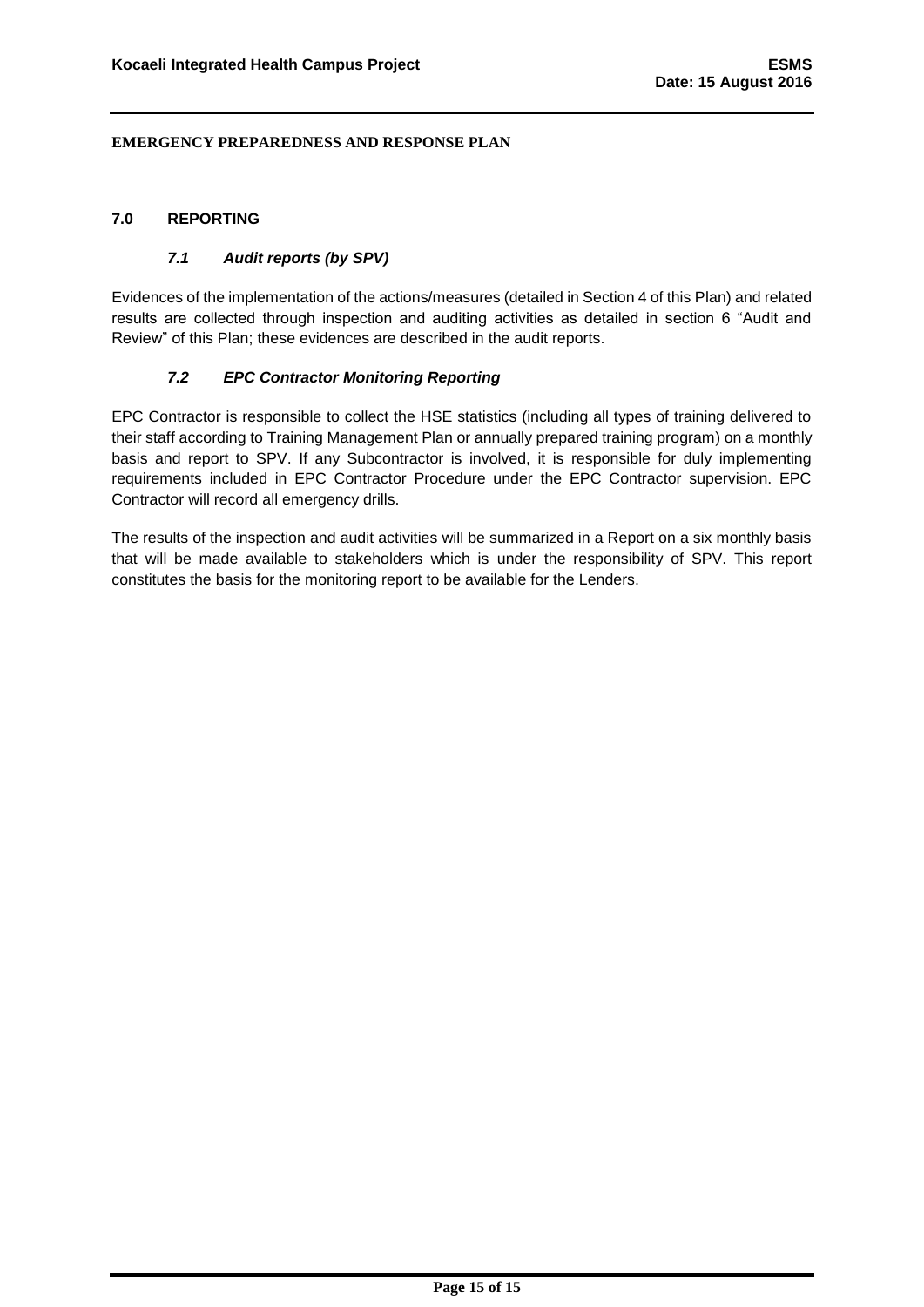# EMERGENCY PREPAREDNESS AND RESPONSE PLAN

## 7.0 REPORTING

### *7.1 Audit reports (by SPV)*

Evidences of the implementation of the actions/measures (detailed in Section 4 of this Plan) and related results are collected through inspection and auditing activities as detailed in section 6 "Audit and Review" of this Plan; these evidences are described in the audit reports.

### *7.2 EPC Contractor Monitoring Reporting*

EPC Contractor is responsible to collect the HSE statistics (including all types of training delivered to their staff according to Training Management Plan or annually prepared training program) on a monthly basis and report to SPV. If any Subcontractor is involved, it is responsible for duly implementing requirements included in EPC Contractor Procedure under the EPC Contractor supervision. EPC Contractor will record all emergency drills.

The results of the inspection and audit activities will be summarized in a Report on a six monthly basis that will be made available to stakeholders which is under the responsibility of SPV. This report constitutes the basis for the monitoring report to be available for the Lenders.